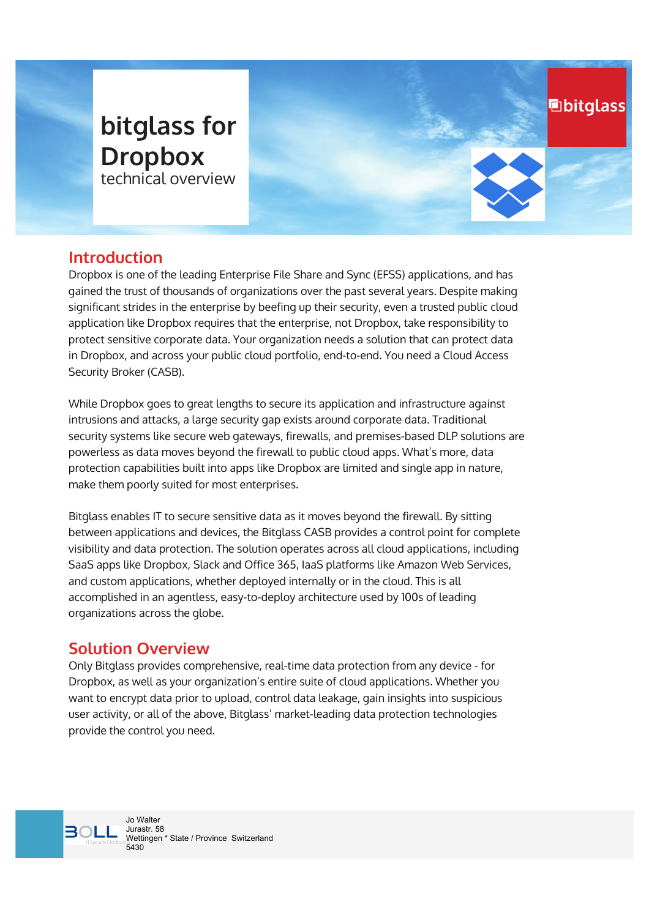# bitglass for Dropbox

technical overview

## Introduction

Dropbox is one of the leading Enterprise File Share and Sync (EFSS) applications, and has gained the trust of thousands of organizations over the past several years. Despite making significant strides in the enterprise by beefing up their security, even a trusted public cloud application like Dropbox requires that the enterprise, not Dropbox, take responsibility to protect sensitive corporate data. Your organization needs a solution that can protect data in Dropbox, and across your public cloud portfolio, end-to-end. You need a Cloud Access Security Broker (CASB).

While Dropbox goes to great lengths to secure its application and infrastructure against intrusions and attacks, a large security gap exists around corporate data. Traditional security systems like secure web gateways, firewalls, and premises-based DLP solutions are powerless as data moves beyond the firewall to public cloud apps. What's more, data protection capabilities built into apps like Dropbox are limited and single app in nature, make them poorly suited for most enterprises.

Bitglass enables IT to secure sensitive data as it moves beyond the firewall. By sitting between applications and devices, the Bitglass CASB provides a control point for complete visibility and data protection. The solution operates across all cloud applications, including SaaS apps like Dropbox, Slack and Office 365, IaaS platforms like Amazon Web Services, and custom applications, whether deployed internally or in the cloud. This is all accomplished in an agentless, easy-to-deploy architecture used by 100s of leading organizations across the globe.

## Solution Overview

Only Bitglass provides comprehensive, real-time data protection from any device - for Dropbox, as well as your organization's entire suite of cloud applications. Whether you want to encrypt data prior to upload, control data leakage, gain insights into suspicious user activity, or all of the above, Bitglass' market-leading data protection technologies provide the control you need.

Jo Walter
Jurastr. 58
Wettingen * State / Province Switzerland
5430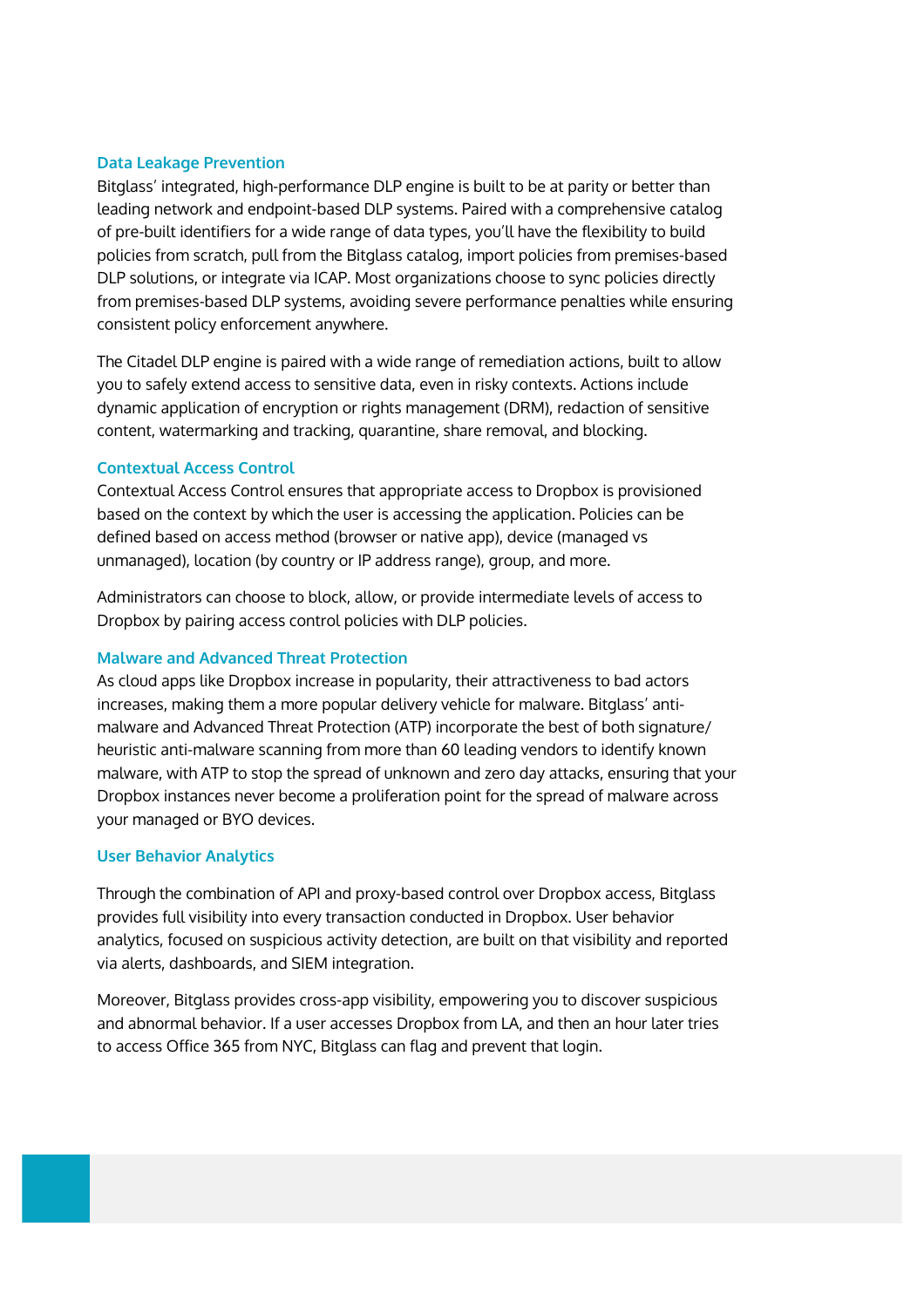### Data Leakage Prevention

Bitglass' integrated, high-performance DLP engine is built to be at parity or better than leading network and endpoint-based DLP systems. Paired with a comprehensive catalog of pre-built identifiers for a wide range of data types, you'll have the flexibility to build policies from scratch, pull from the Bitglass catalog, import policies from premises-based DLP solutions, or integrate via ICAP. Most organizations choose to sync policies directly from premises-based DLP systems, avoiding severe performance penalties while ensuring consistent policy enforcement anywhere.

The Citadel DLP engine is paired with a wide range of remediation actions, built to allow you to safely extend access to sensitive data, even in risky contexts. Actions include dynamic application of encryption or rights management (DRM), redaction of sensitive content, watermarking and tracking, quarantine, share removal, and blocking.

### Contextual Access Control

Contextual Access Control ensures that appropriate access to Dropbox is provisioned based on the context by which the user is accessing the application. Policies can be defined based on access method (browser or native app), device (managed vs unmanaged), location (by country or IP address range), group, and more.

Administrators can choose to block, allow, or provide intermediate levels of access to Dropbox by pairing access control policies with DLP policies.

### Malware and Advanced Threat Protection

As cloud apps like Dropbox increase in popularity, their attractiveness to bad actors increases, making them a more popular delivery vehicle for malware. Bitglass' anti-malware and Advanced Threat Protection (ATP) incorporate the best of both signature/heuristic anti-malware scanning from more than 60 leading vendors to identify known malware, with ATP to stop the spread of unknown and zero day attacks, ensuring that your Dropbox instances never become a proliferation point for the spread of malware across your managed or BYO devices.

### User Behavior Analytics

Through the combination of API and proxy-based control over Dropbox access, Bitglass provides full visibility into every transaction conducted in Dropbox. User behavior analytics, focused on suspicious activity detection, are built on that visibility and reported via alerts, dashboards, and SIEM integration.

Moreover, Bitglass provides cross-app visibility, empowering you to discover suspicious and abnormal behavior. If a user accesses Dropbox from LA, and then an hour later tries to access Office 365 from NYC, Bitglass can flag and prevent that login.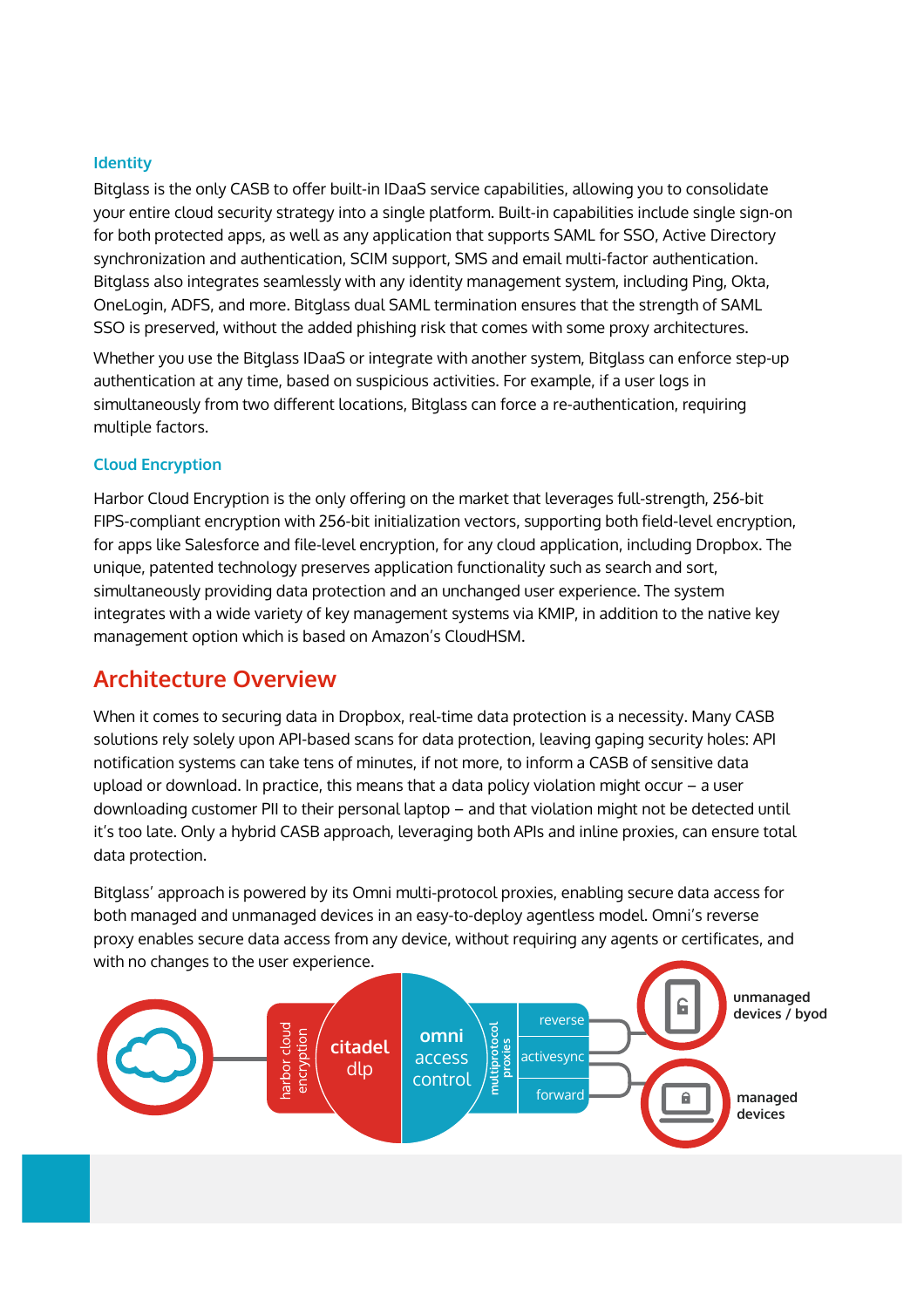### Identity

Bitglass is the only CASB to offer built-in IDaaS service capabilities, allowing you to consolidate your entire cloud security strategy into a single platform. Built-in capabilities include single sign-on for both protected apps, as well as any application that supports SAML for SSO, Active Directory synchronization and authentication, SCIM support, SMS and email multi-factor authentication. Bitglass also integrates seamlessly with any identity management system, including Ping, Okta, OneLogin, ADFS, and more. Bitglass dual SAML termination ensures that the strength of SAML SSO is preserved, without the added phishing risk that comes with some proxy architectures.

Whether you use the Bitglass IDaaS or integrate with another system, Bitglass can enforce step-up authentication at any time, based on suspicious activities. For example, if a user logs in simultaneously from two different locations, Bitglass can force a re-authentication, requiring multiple factors.

### Cloud Encryption

Harbor Cloud Encryption is the only offering on the market that leverages full-strength, 256-bit FIPS-compliant encryption with 256-bit initialization vectors, supporting both field-level encryption, for apps like Salesforce and file-level encryption, for any cloud application, including Dropbox. The unique, patented technology preserves application functionality such as search and sort, simultaneously providing data protection and an unchanged user experience. The system integrates with a wide variety of key management systems via KMIP, in addition to the native key management option which is based on Amazon's CloudHSM.

## Architecture Overview

When it comes to securing data in Dropbox, real-time data protection is a necessity. Many CASB solutions rely solely upon API-based scans for data protection, leaving gaping security holes: API notification systems can take tens of minutes, if not more, to inform a CASB of sensitive data upload or download. In practice, this means that a data policy violation might occur – a user downloading customer PII to their personal laptop – and that violation might not be detected until it's too late. Only a hybrid CASB approach, leveraging both APIs and inline proxies, can ensure total data protection.

Bitglass' approach is powered by its Omni multi-protocol proxies, enabling secure data access for both managed and unmanaged devices in an easy-to-deploy agentless model. Omni's reverse proxy enables secure data access from any device, without requiring any agents or certificates, and with no changes to the user experience.

harbor cloud encryption | citadel dlp | omni access control | multiprotocol proxies: reverse, activesync, forward | unmanaged devices / byod | managed devices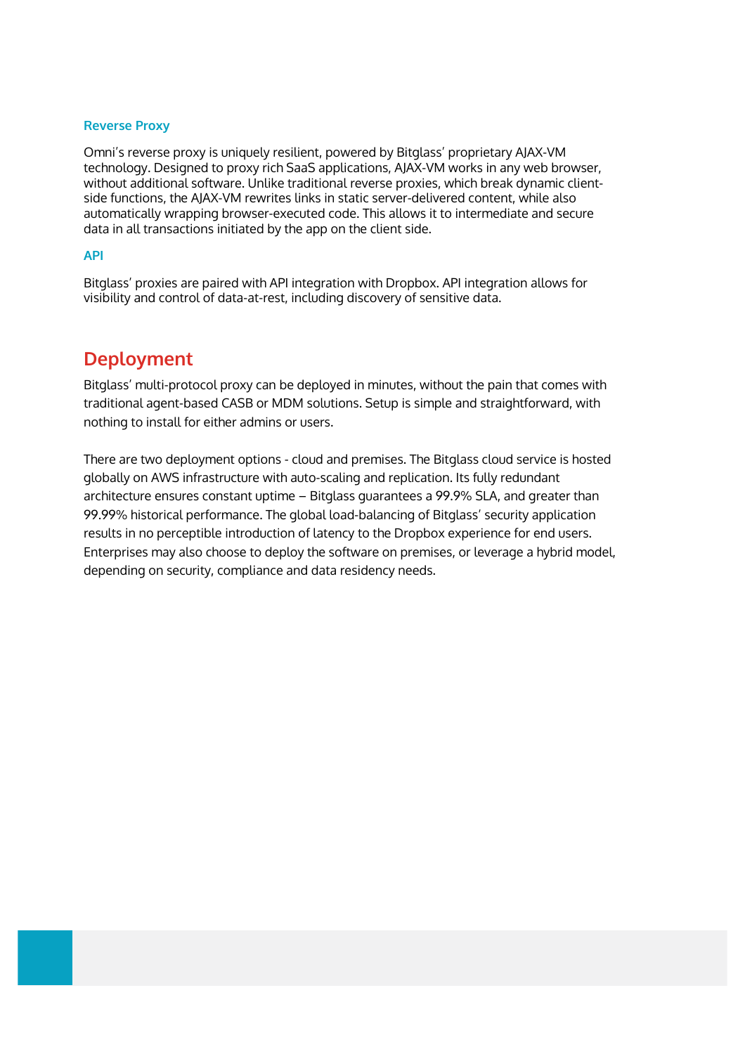### Reverse Proxy

Omni's reverse proxy is uniquely resilient, powered by Bitglass' proprietary AJAX-VM technology. Designed to proxy rich SaaS applications, AJAX-VM works in any web browser, without additional software. Unlike traditional reverse proxies, which break dynamic client-side functions, the AJAX-VM rewrites links in static server-delivered content, while also automatically wrapping browser-executed code. This allows it to intermediate and secure data in all transactions initiated by the app on the client side.

### API

Bitglass' proxies are paired with API integration with Dropbox. API integration allows for visibility and control of data-at-rest, including discovery of sensitive data.

## Deployment

Bitglass' multi-protocol proxy can be deployed in minutes, without the pain that comes with traditional agent-based CASB or MDM solutions. Setup is simple and straightforward, with nothing to install for either admins or users.

There are two deployment options - cloud and premises. The Bitglass cloud service is hosted globally on AWS infrastructure with auto-scaling and replication. Its fully redundant architecture ensures constant uptime – Bitglass guarantees a 99.9% SLA, and greater than 99.99% historical performance. The global load-balancing of Bitglass' security application results in no perceptible introduction of latency to the Dropbox experience for end users. Enterprises may also choose to deploy the software on premises, or leverage a hybrid model, depending on security, compliance and data residency needs.